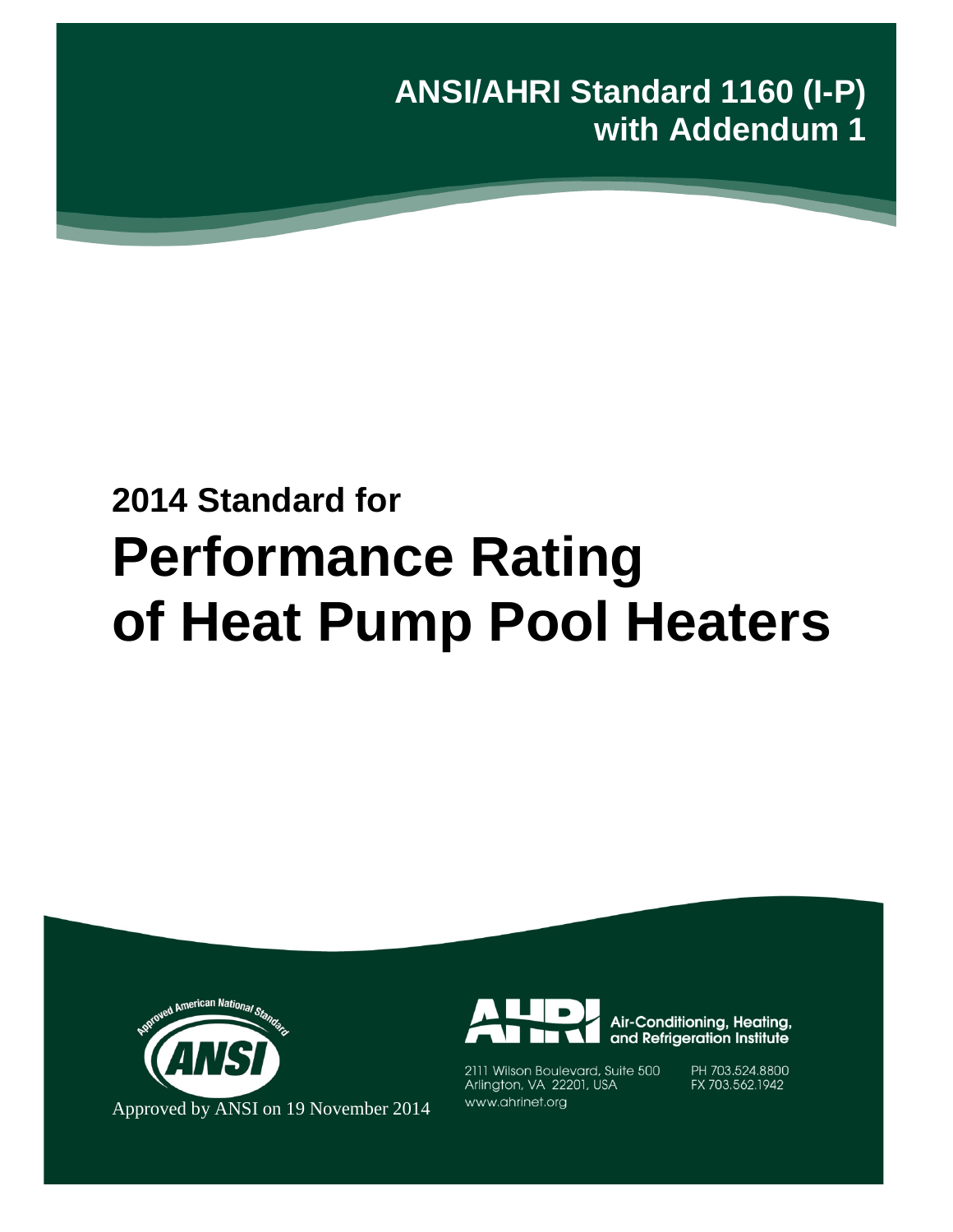**ANSI/AHRI Standard 1160 (I-P) with Addendum 1**

## 2014 Standard for

# Performance Rating of Heat Pump Pool Heaters

Approved by ANSI on 19 November 2014

Air-Conditioning, Heating, and Refrigeration Institute

2111 Wilson Boulevard, Suite 500
Arlington, VA 22201, USA
www.ahrinet.org

PH 703.524.8800
FX 703.562.1942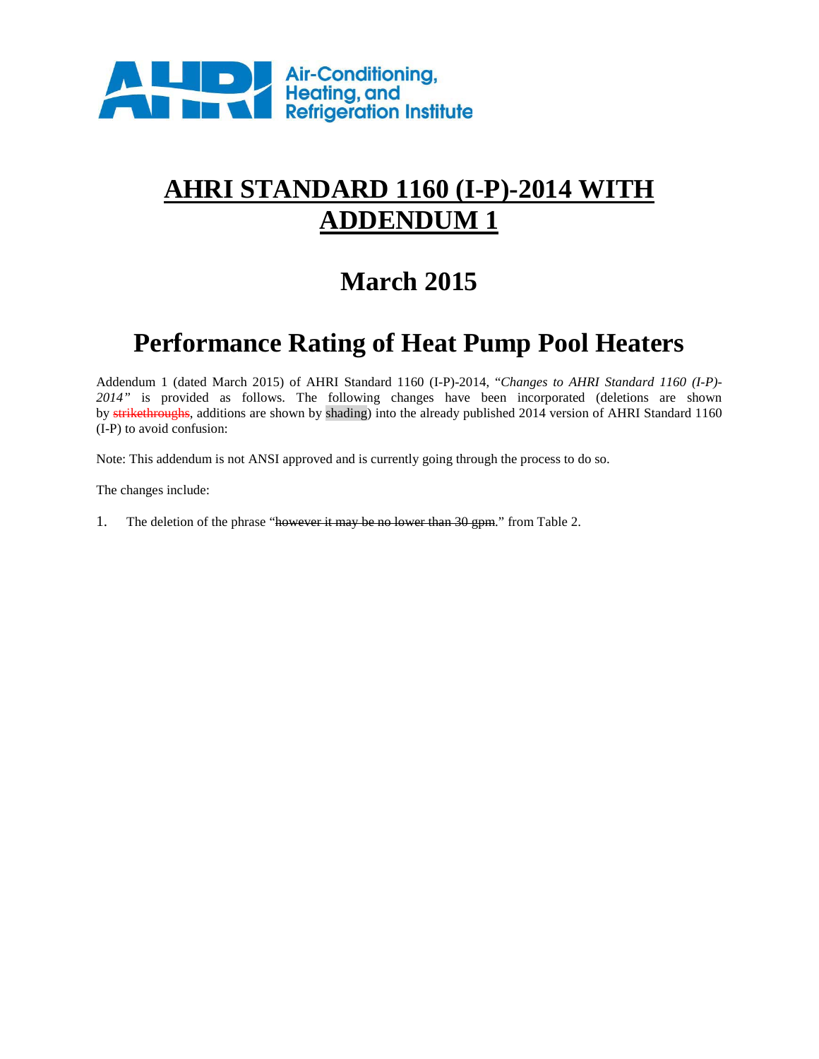AHRI Air-Conditioning, Heating, and Refrigeration Institute

# AHRI STANDARD 1160 (I-P)-2014 WITH ADDENDUM 1

# March 2015

# Performance Rating of Heat Pump Pool Heaters

Addendum 1 (dated March 2015) of AHRI Standard 1160 (I-P)-2014, *"Changes to AHRI Standard 1160 (I-P)-2014"* is provided as follows. The following changes have been incorporated (deletions are shown by ~~strikethroughs~~, additions are shown by shading) into the already published 2014 version of AHRI Standard 1160 (I-P) to avoid confusion:

Note: This addendum is not ANSI approved and is currently going through the process to do so.

The changes include:

1. The deletion of the phrase "~~however it may be no lower than 30 gpm.~~" from Table 2.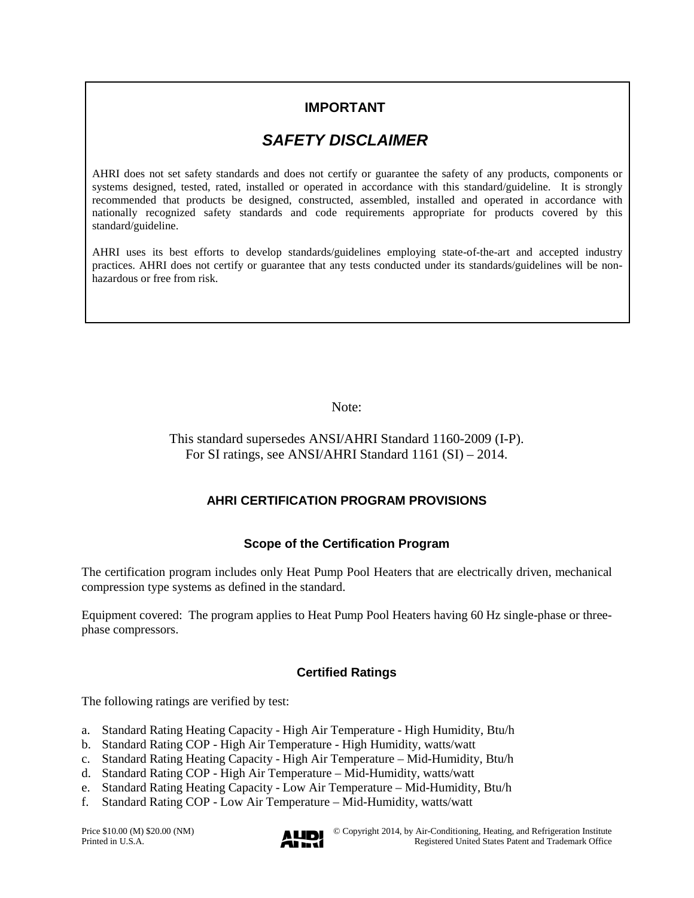## IMPORTANT

### *SAFETY DISCLAIMER*

AHRI does not set safety standards and does not certify or guarantee the safety of any products, components or systems designed, tested, rated, installed or operated in accordance with this standard/guideline. It is strongly recommended that products be designed, constructed, assembled, installed and operated in accordance with nationally recognized safety standards and code requirements appropriate for products covered by this standard/guideline.

AHRI uses its best efforts to develop standards/guidelines employing state-of-the-art and accepted industry practices. AHRI does not certify or guarantee that any tests conducted under its standards/guidelines will be non-hazardous or free from risk.

Note:

This standard supersedes ANSI/AHRI Standard 1160-2009 (I-P).
For SI ratings, see ANSI/AHRI Standard 1161 (SI) – 2014.

## AHRI CERTIFICATION PROGRAM PROVISIONS

### Scope of the Certification Program

The certification program includes only Heat Pump Pool Heaters that are electrically driven, mechanical compression type systems as defined in the standard.

Equipment covered: The program applies to Heat Pump Pool Heaters having 60 Hz single-phase or three-phase compressors.

### Certified Ratings

The following ratings are verified by test:

a. Standard Rating Heating Capacity - High Air Temperature - High Humidity, Btu/h
b. Standard Rating COP - High Air Temperature - High Humidity, watts/watt
c. Standard Rating Heating Capacity - High Air Temperature – Mid-Humidity, Btu/h
d. Standard Rating COP - High Air Temperature – Mid-Humidity, watts/watt
e. Standard Rating Heating Capacity - Low Air Temperature – Mid-Humidity, Btu/h
f. Standard Rating COP - Low Air Temperature – Mid-Humidity, watts/watt

Price $10.00 (M) $20.00 (NM)
Printed in U.S.A.

© Copyright 2014, by Air-Conditioning, Heating, and Refrigeration Institute
Registered United States Patent and Trademark Office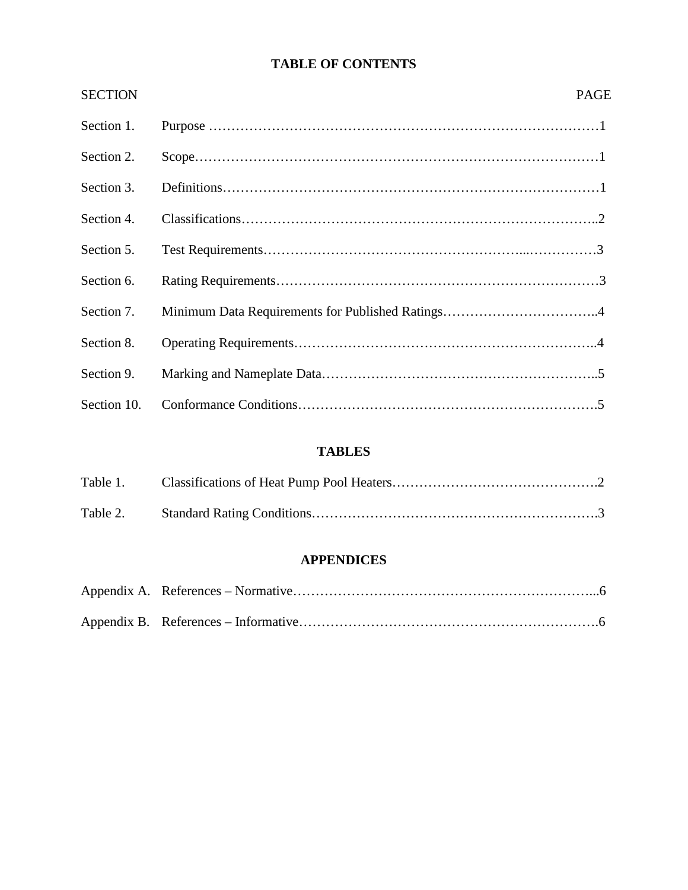# TABLE OF CONTENTS

| SECTION | | PAGE |
|---|---|---|
| Section 1. | Purpose | 1 |
| Section 2. | Scope | 1 |
| Section 3. | Definitions | 1 |
| Section 4. | Classifications | 2 |
| Section 5. | Test Requirements | 3 |
| Section 6. | Rating Requirements | 3 |
| Section 7. | Minimum Data Requirements for Published Ratings | 4 |
| Section 8. | Operating Requirements | 4 |
| Section 9. | Marking and Nameplate Data | 5 |
| Section 10. | Conformance Conditions | 5 |

## TABLES

| | | |
|---|---|---|
| Table 1. | Classifications of Heat Pump Pool Heaters | 2 |
| Table 2. | Standard Rating Conditions | 3 |

## APPENDICES

| | | |
|---|---|---|
| Appendix A. | References – Normative | 6 |
| Appendix B. | References – Informative | 6 |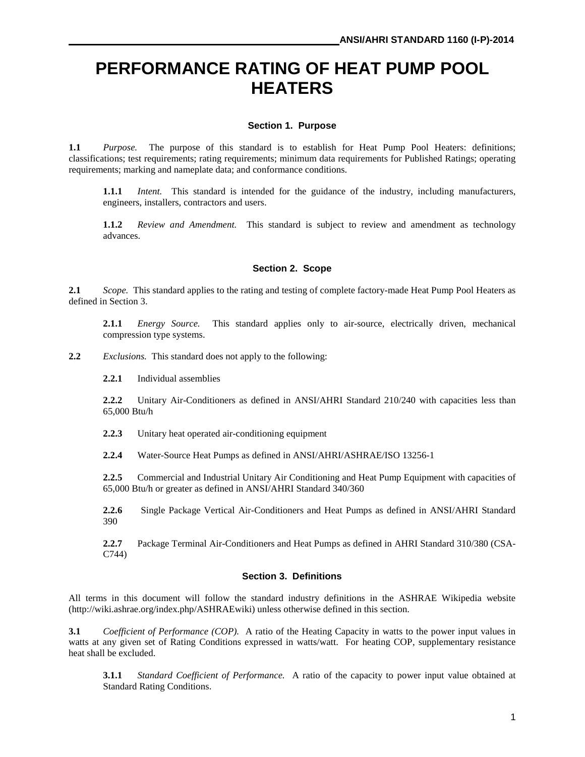# PERFORMANCE RATING OF HEAT PUMP POOL HEATERS

## Section 1. Purpose

**1.1** *Purpose.* The purpose of this standard is to establish for Heat Pump Pool Heaters: definitions; classifications; test requirements; rating requirements; minimum data requirements for Published Ratings; operating requirements; marking and nameplate data; and conformance conditions.

**1.1.1** *Intent.* This standard is intended for the guidance of the industry, including manufacturers, engineers, installers, contractors and users.

**1.1.2** *Review and Amendment.* This standard is subject to review and amendment as technology advances.

## Section 2. Scope

**2.1** *Scope.* This standard applies to the rating and testing of complete factory-made Heat Pump Pool Heaters as defined in Section 3.

**2.1.1** *Energy Source.* This standard applies only to air-source, electrically driven, mechanical compression type systems.

**2.2** *Exclusions.* This standard does not apply to the following:

**2.2.1** Individual assemblies

**2.2.2** Unitary Air-Conditioners as defined in ANSI/AHRI Standard 210/240 with capacities less than 65,000 Btu/h

**2.2.3** Unitary heat operated air-conditioning equipment

**2.2.4** Water-Source Heat Pumps as defined in ANSI/AHRI/ASHRAE/ISO 13256-1

**2.2.5** Commercial and Industrial Unitary Air Conditioning and Heat Pump Equipment with capacities of 65,000 Btu/h or greater as defined in ANSI/AHRI Standard 340/360

**2.2.6** Single Package Vertical Air-Conditioners and Heat Pumps as defined in ANSI/AHRI Standard 390

**2.2.7** Package Terminal Air-Conditioners and Heat Pumps as defined in AHRI Standard 310/380 (CSA-C744)

## Section 3. Definitions

All terms in this document will follow the standard industry definitions in the ASHRAE Wikipedia website (http://wiki.ashrae.org/index.php/ASHRAEwiki) unless otherwise defined in this section.

**3.1** *Coefficient of Performance (COP).* A ratio of the Heating Capacity in watts to the power input values in watts at any given set of Rating Conditions expressed in watts/watt. For heating COP, supplementary resistance heat shall be excluded.

**3.1.1** *Standard Coefficient of Performance.* A ratio of the capacity to power input value obtained at Standard Rating Conditions.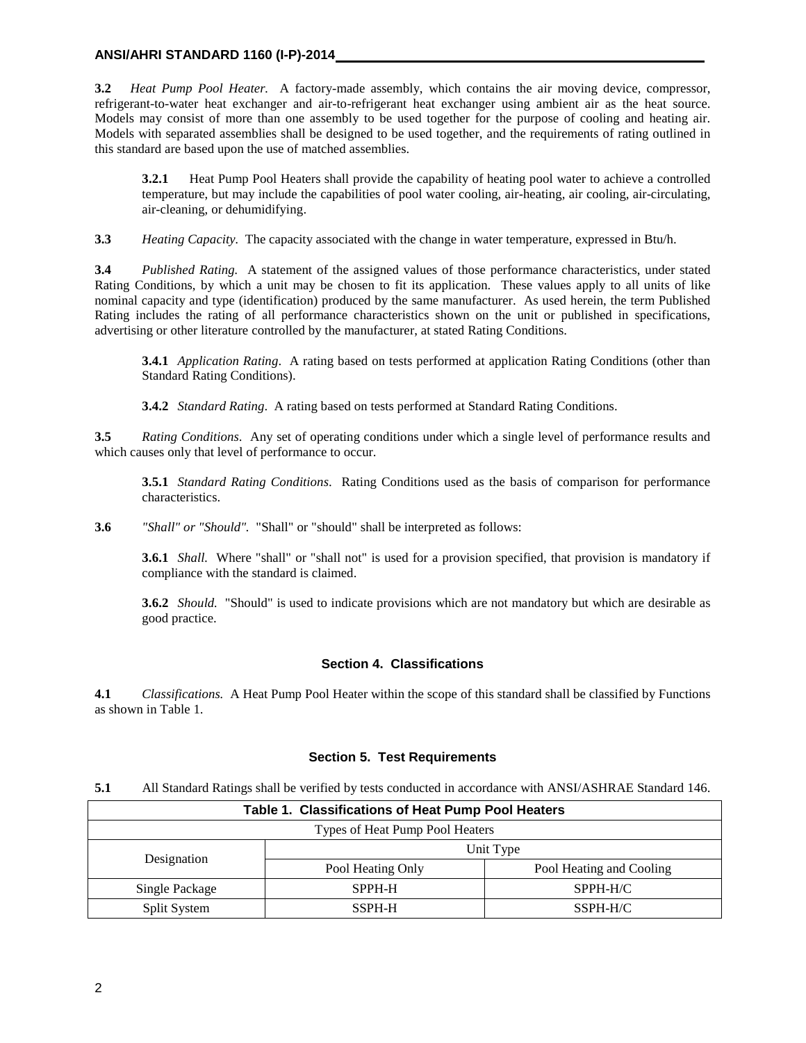**3.2** *Heat Pump Pool Heater.* A factory-made assembly, which contains the air moving device, compressor, refrigerant-to-water heat exchanger and air-to-refrigerant heat exchanger using ambient air as the heat source. Models may consist of more than one assembly to be used together for the purpose of cooling and heating air. Models with separated assemblies shall be designed to be used together, and the requirements of rating outlined in this standard are based upon the use of matched assemblies.

**3.2.1** Heat Pump Pool Heaters shall provide the capability of heating pool water to achieve a controlled temperature, but may include the capabilities of pool water cooling, air-heating, air cooling, air-circulating, air-cleaning, or dehumidifying.

**3.3** *Heating Capacity*. The capacity associated with the change in water temperature, expressed in Btu/h.

**3.4** *Published Rating.* A statement of the assigned values of those performance characteristics, under stated Rating Conditions, by which a unit may be chosen to fit its application. These values apply to all units of like nominal capacity and type (identification) produced by the same manufacturer. As used herein, the term Published Rating includes the rating of all performance characteristics shown on the unit or published in specifications, advertising or other literature controlled by the manufacturer, at stated Rating Conditions.

**3.4.1** *Application Rating*. A rating based on tests performed at application Rating Conditions (other than Standard Rating Conditions).

**3.4.2** *Standard Rating*. A rating based on tests performed at Standard Rating Conditions.

**3.5** *Rating Conditions*. Any set of operating conditions under which a single level of performance results and which causes only that level of performance to occur.

**3.5.1** *Standard Rating Conditions*. Rating Conditions used as the basis of comparison for performance characteristics.

**3.6** *"Shall" or "Should".* "Shall" or "should" shall be interpreted as follows:

**3.6.1** *Shall.* Where "shall" or "shall not" is used for a provision specified, that provision is mandatory if compliance with the standard is claimed.

**3.6.2** *Should.* "Should" is used to indicate provisions which are not mandatory but which are desirable as good practice.

## Section 4. Classifications

**4.1** *Classifications.* A Heat Pump Pool Heater within the scope of this standard shall be classified by Functions as shown in Table 1.

## Section 5. Test Requirements

**5.1** All Standard Ratings shall be verified by tests conducted in accordance with ANSI/ASHRAE Standard 146.

**Table 1. Classifications of Heat Pump Pool Heaters**

| Types of Heat Pump Pool Heaters | | |
|---|---|---|
| Designation | Unit Type | |
| | Pool Heating Only | Pool Heating and Cooling |
| Single Package | SPPH-H | SPPH-H/C |
| Split System | SSPH-H | SSPH-H/C |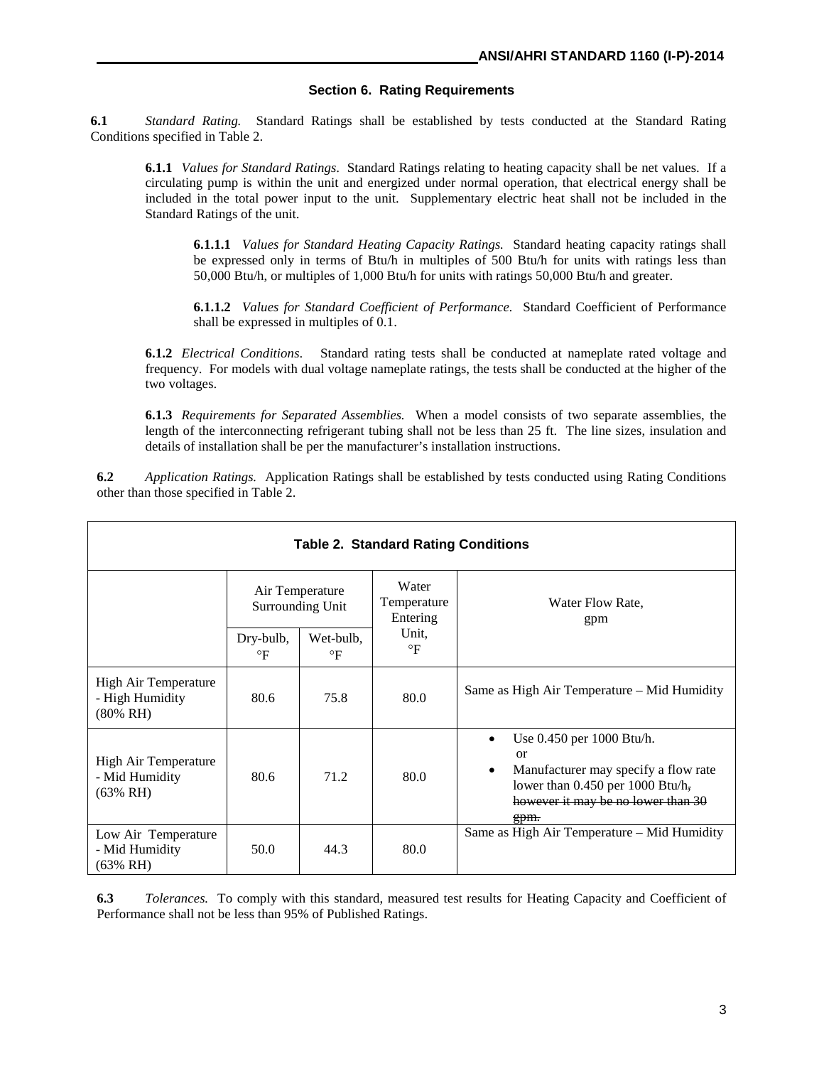## Section 6. Rating Requirements

**6.1** *Standard Rating.* Standard Ratings shall be established by tests conducted at the Standard Rating Conditions specified in Table 2.

**6.1.1** *Values for Standard Ratings*. Standard Ratings relating to heating capacity shall be net values. If a circulating pump is within the unit and energized under normal operation, that electrical energy shall be included in the total power input to the unit. Supplementary electric heat shall not be included in the Standard Ratings of the unit.

**6.1.1.1** *Values for Standard Heating Capacity Ratings.* Standard heating capacity ratings shall be expressed only in terms of Btu/h in multiples of 500 Btu/h for units with ratings less than 50,000 Btu/h, or multiples of 1,000 Btu/h for units with ratings 50,000 Btu/h and greater.

**6.1.1.2** *Values for Standard Coefficient of Performance.* Standard Coefficient of Performance shall be expressed in multiples of 0.1.

**6.1.2** *Electrical Conditions*. Standard rating tests shall be conducted at nameplate rated voltage and frequency. For models with dual voltage nameplate ratings, the tests shall be conducted at the higher of the two voltages.

**6.1.3** *Requirements for Separated Assemblies.* When a model consists of two separate assemblies, the length of the interconnecting refrigerant tubing shall not be less than 25 ft. The line sizes, insulation and details of installation shall be per the manufacturer's installation instructions.

**6.2** *Application Ratings.* Application Ratings shall be established by tests conducted using Rating Conditions other than those specified in Table 2.

**Table 2. Standard Rating Conditions**

| | Air Temperature Surrounding Unit | | Water Temperature Entering Unit, °F | Water Flow Rate, gpm |
|---|---|---|---|---|
| | Dry-bulb, °F | Wet-bulb, °F | | |
| High Air Temperature - High Humidity (80% RH) | 80.6 | 75.8 | 80.0 | Same as High Air Temperature – Mid Humidity |
| High Air Temperature - Mid Humidity (63% RH) | 80.6 | 71.2 | 80.0 | • Use 0.450 per 1000 Btu/h. or • Manufacturer may specify a flow rate lower than 0.450 per 1000 Btu/h~~, however it may be no lower than 30 gpm.~~ |
| Low Air Temperature - Mid Humidity (63% RH) | 50.0 | 44.3 | 80.0 | Same as High Air Temperature – Mid Humidity |

**6.3** *Tolerances.* To comply with this standard, measured test results for Heating Capacity and Coefficient of Performance shall not be less than 95% of Published Ratings.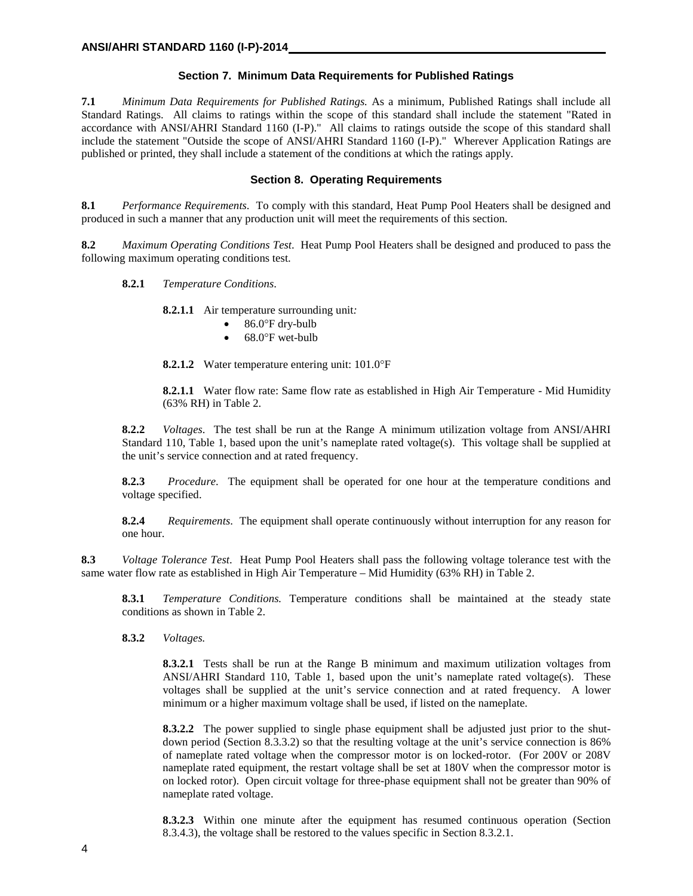## Section 7. Minimum Data Requirements for Published Ratings

**7.1** *Minimum Data Requirements for Published Ratings.* As a minimum, Published Ratings shall include all Standard Ratings. All claims to ratings within the scope of this standard shall include the statement "Rated in accordance with ANSI/AHRI Standard 1160 (I-P)." All claims to ratings outside the scope of this standard shall include the statement "Outside the scope of ANSI/AHRI Standard 1160 (I-P)." Wherever Application Ratings are published or printed, they shall include a statement of the conditions at which the ratings apply.

## Section 8. Operating Requirements

**8.1** *Performance Requirements.* To comply with this standard, Heat Pump Pool Heaters shall be designed and produced in such a manner that any production unit will meet the requirements of this section.

**8.2** *Maximum Operating Conditions Test.* Heat Pump Pool Heaters shall be designed and produced to pass the following maximum operating conditions test.

**8.2.1** *Temperature Conditions.*

**8.2.1.1** Air temperature surrounding unit*:*

- 86.0°F dry-bulb
- 68.0°F wet-bulb

**8.2.1.2** Water temperature entering unit: 101.0°F

**8.2.1.1** Water flow rate: Same flow rate as established in High Air Temperature - Mid Humidity (63% RH) in Table 2.

**8.2.2** *Voltages.* The test shall be run at the Range A minimum utilization voltage from ANSI/AHRI Standard 110, Table 1, based upon the unit's nameplate rated voltage(s). This voltage shall be supplied at the unit's service connection and at rated frequency.

**8.2.3** *Procedure.* The equipment shall be operated for one hour at the temperature conditions and voltage specified.

**8.2.4** *Requirements.* The equipment shall operate continuously without interruption for any reason for one hour.

**8.3** *Voltage Tolerance Test.* Heat Pump Pool Heaters shall pass the following voltage tolerance test with the same water flow rate as established in High Air Temperature – Mid Humidity (63% RH) in Table 2.

**8.3.1** *Temperature Conditions.* Temperature conditions shall be maintained at the steady state conditions as shown in Table 2.

**8.3.2** *Voltages.*

**8.3.2.1** Tests shall be run at the Range B minimum and maximum utilization voltages from ANSI/AHRI Standard 110, Table 1, based upon the unit's nameplate rated voltage(s). These voltages shall be supplied at the unit's service connection and at rated frequency. A lower minimum or a higher maximum voltage shall be used, if listed on the nameplate.

**8.3.2.2** The power supplied to single phase equipment shall be adjusted just prior to the shut-down period (Section 8.3.3.2) so that the resulting voltage at the unit's service connection is 86% of nameplate rated voltage when the compressor motor is on locked-rotor. (For 200V or 208V nameplate rated equipment, the restart voltage shall be set at 180V when the compressor motor is on locked rotor). Open circuit voltage for three-phase equipment shall not be greater than 90% of nameplate rated voltage.

**8.3.2.3** Within one minute after the equipment has resumed continuous operation (Section 8.3.4.3), the voltage shall be restored to the values specific in Section 8.3.2.1.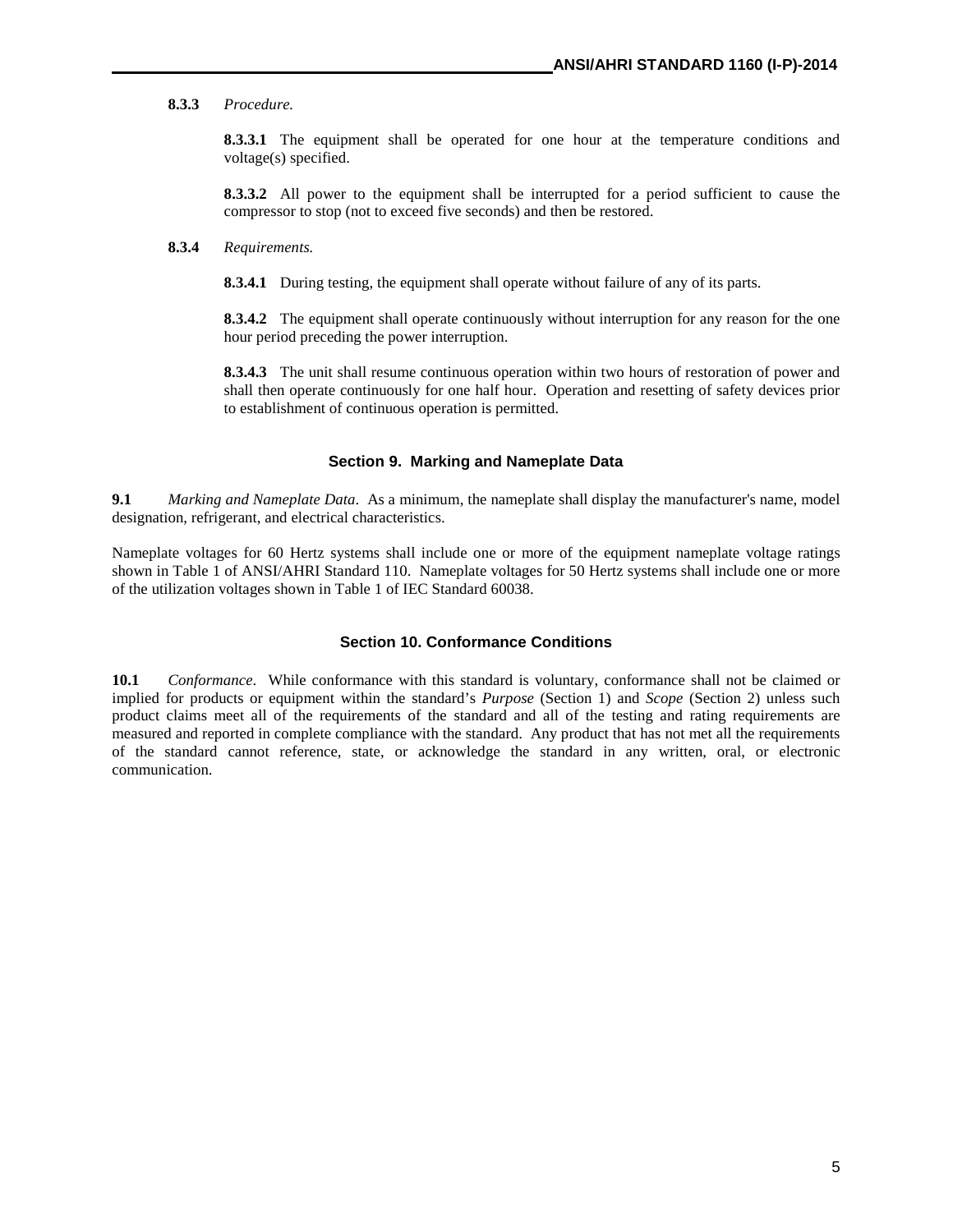**8.3.3** *Procedure.*

**8.3.3.1** The equipment shall be operated for one hour at the temperature conditions and voltage(s) specified.

**8.3.3.2** All power to the equipment shall be interrupted for a period sufficient to cause the compressor to stop (not to exceed five seconds) and then be restored.

**8.3.4** *Requirements.*

**8.3.4.1** During testing, the equipment shall operate without failure of any of its parts.

**8.3.4.2** The equipment shall operate continuously without interruption for any reason for the one hour period preceding the power interruption.

**8.3.4.3** The unit shall resume continuous operation within two hours of restoration of power and shall then operate continuously for one half hour. Operation and resetting of safety devices prior to establishment of continuous operation is permitted.

## Section 9. Marking and Nameplate Data

**9.1** *Marking and Nameplate Data*. As a minimum, the nameplate shall display the manufacturer's name, model designation, refrigerant, and electrical characteristics.

Nameplate voltages for 60 Hertz systems shall include one or more of the equipment nameplate voltage ratings shown in Table 1 of ANSI/AHRI Standard 110. Nameplate voltages for 50 Hertz systems shall include one or more of the utilization voltages shown in Table 1 of IEC Standard 60038.

## Section 10. Conformance Conditions

**10.1** *Conformance*. While conformance with this standard is voluntary, conformance shall not be claimed or implied for products or equipment within the standard's *Purpose* (Section 1) and *Scope* (Section 2) unless such product claims meet all of the requirements of the standard and all of the testing and rating requirements are measured and reported in complete compliance with the standard. Any product that has not met all the requirements of the standard cannot reference, state, or acknowledge the standard in any written, oral, or electronic communication.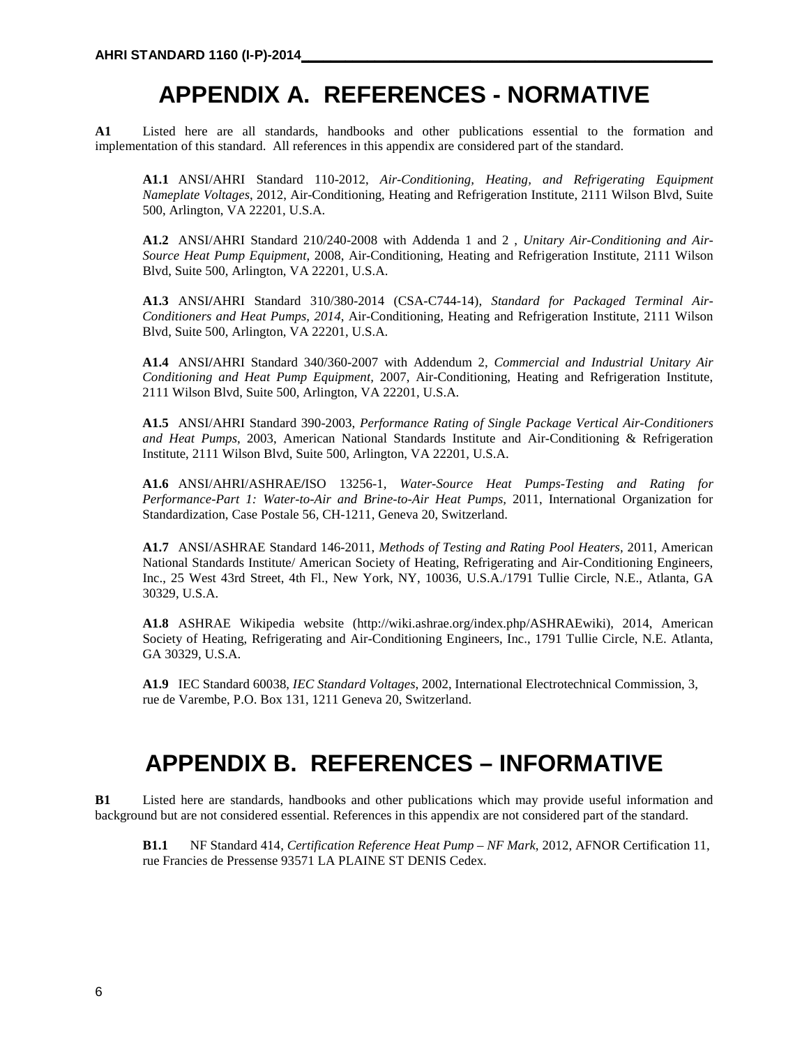# APPENDIX A. REFERENCES - NORMATIVE

**A1** Listed here are all standards, handbooks and other publications essential to the formation and implementation of this standard. All references in this appendix are considered part of the standard.

**A1.1** ANSI/AHRI Standard 110-2012, *Air-Conditioning, Heating, and Refrigerating Equipment Nameplate Voltages*, 2012, Air-Conditioning, Heating and Refrigeration Institute, 2111 Wilson Blvd, Suite 500, Arlington, VA 22201, U.S.A.

**A1.2** ANSI/AHRI Standard 210/240-2008 with Addenda 1 and 2 , *Unitary Air-Conditioning and Air-Source Heat Pump Equipment*, 2008, Air-Conditioning, Heating and Refrigeration Institute, 2111 Wilson Blvd, Suite 500, Arlington, VA 22201, U.S.A.

**A1.3** ANSI/AHRI Standard 310/380-2014 (CSA-C744-14), *Standard for Packaged Terminal Air-Conditioners and Heat Pumps, 2014*, Air-Conditioning, Heating and Refrigeration Institute, 2111 Wilson Blvd, Suite 500, Arlington, VA 22201, U.S.A.

**A1.4** ANSI/AHRI Standard 340/360-2007 with Addendum 2, *Commercial and Industrial Unitary Air Conditioning and Heat Pump Equipment*, 2007, Air-Conditioning, Heating and Refrigeration Institute, 2111 Wilson Blvd, Suite 500, Arlington, VA 22201, U.S.A.

**A1.5** ANSI/AHRI Standard 390-2003, *Performance Rating of Single Package Vertical Air-Conditioners and Heat Pumps*, 2003, American National Standards Institute and Air-Conditioning & Refrigeration Institute, 2111 Wilson Blvd, Suite 500, Arlington, VA 22201, U.S.A.

**A1.6** ANSI/AHRI/ASHRAE/ISO 13256-1, *Water-Source Heat Pumps-Testing and Rating for Performance-Part 1: Water-to-Air and Brine-to-Air Heat Pumps*, 2011, International Organization for Standardization, Case Postale 56, CH-1211, Geneva 20, Switzerland.

**A1.7** ANSI/ASHRAE Standard 146-2011, *Methods of Testing and Rating Pool Heaters*, 2011, American National Standards Institute/ American Society of Heating, Refrigerating and Air-Conditioning Engineers, Inc., 25 West 43rd Street, 4th Fl., New York, NY, 10036, U.S.A./1791 Tullie Circle, N.E., Atlanta, GA 30329, U.S.A.

**A1.8** ASHRAE Wikipedia website (http://wiki.ashrae.org/index.php/ASHRAEwiki), 2014, American Society of Heating, Refrigerating and Air-Conditioning Engineers, Inc., 1791 Tullie Circle, N.E. Atlanta, GA 30329, U.S.A.

**A1.9** IEC Standard 60038, *IEC Standard Voltages*, 2002, International Electrotechnical Commission, 3, rue de Varembe, P.O. Box 131, 1211 Geneva 20, Switzerland.

# APPENDIX B. REFERENCES – INFORMATIVE

**B1** Listed here are standards, handbooks and other publications which may provide useful information and background but are not considered essential. References in this appendix are not considered part of the standard.

**B1.1** NF Standard 414, *Certification Reference Heat Pump – NF Mark*, 2012, AFNOR Certification 11, rue Francies de Pressense 93571 LA PLAINE ST DENIS Cedex.